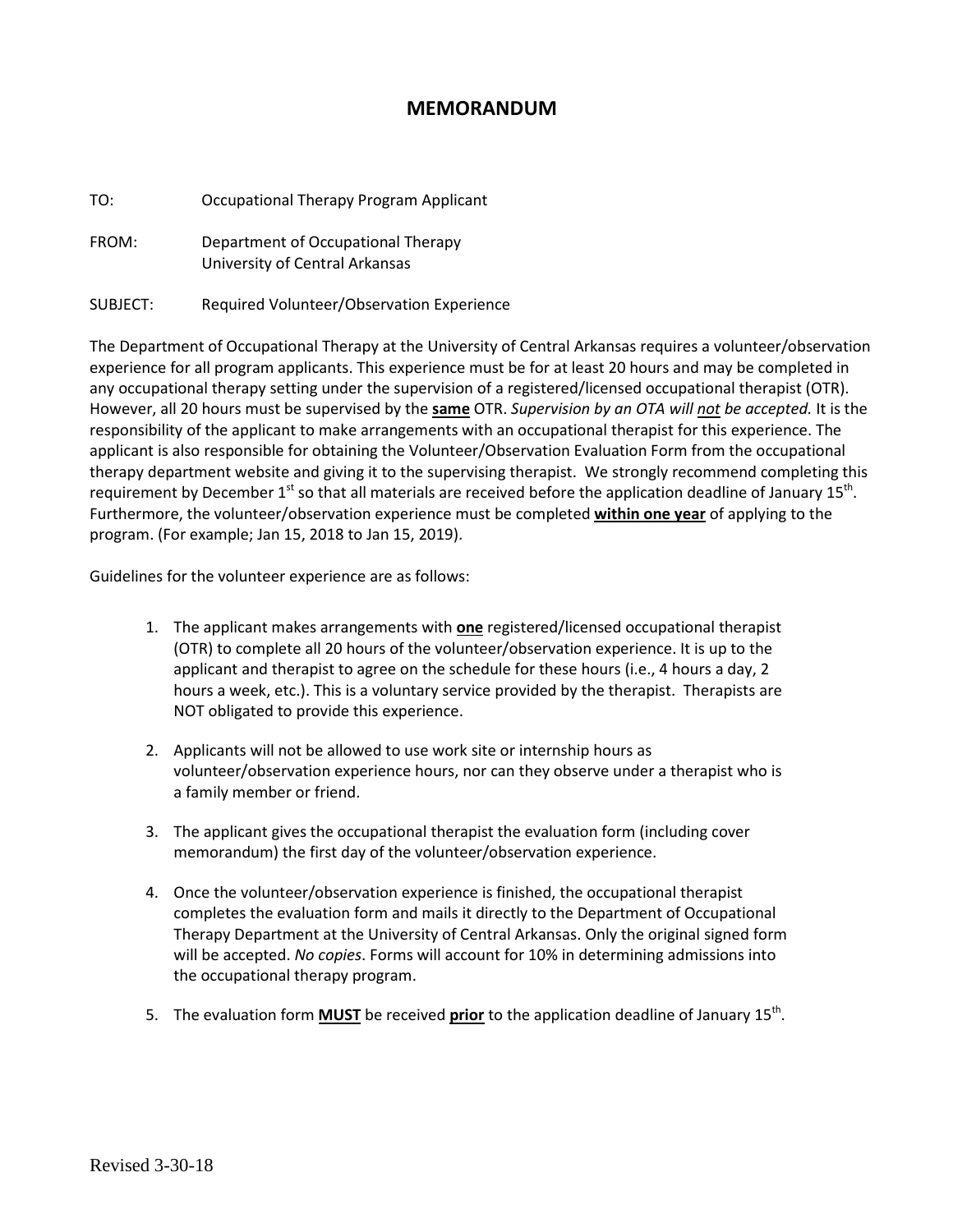# MEMORANDUM

TO: Occupational Therapy Program Applicant

FROM: Department of Occupational Therapy
University of Central Arkansas

SUBJECT: Required Volunteer/Observation Experience

The Department of Occupational Therapy at the University of Central Arkansas requires a volunteer/observation experience for all program applicants. This experience must be for at least 20 hours and may be completed in any occupational therapy setting under the supervision of a registered/licensed occupational therapist (OTR). However, all 20 hours must be supervised by the **same** OTR. *Supervision by an OTA will not be accepted.* It is the responsibility of the applicant to make arrangements with an occupational therapist for this experience. The applicant is also responsible for obtaining the Volunteer/Observation Evaluation Form from the occupational therapy department website and giving it to the supervising therapist. We strongly recommend completing this requirement by December 1st so that all materials are received before the application deadline of January 15th. Furthermore, the volunteer/observation experience must be completed **within one year** of applying to the program. (For example; Jan 15, 2018 to Jan 15, 2019).

Guidelines for the volunteer experience are as follows:

1. The applicant makes arrangements with **one** registered/licensed occupational therapist (OTR) to complete all 20 hours of the volunteer/observation experience. It is up to the applicant and therapist to agree on the schedule for these hours (i.e., 4 hours a day, 2 hours a week, etc.). This is a voluntary service provided by the therapist. Therapists are NOT obligated to provide this experience.

2. Applicants will not be allowed to use work site or internship hours as volunteer/observation experience hours, nor can they observe under a therapist who is a family member or friend.

3. The applicant gives the occupational therapist the evaluation form (including cover memorandum) the first day of the volunteer/observation experience.

4. Once the volunteer/observation experience is finished, the occupational therapist completes the evaluation form and mails it directly to the Department of Occupational Therapy Department at the University of Central Arkansas. Only the original signed form will be accepted. *No copies*. Forms will account for 10% in determining admissions into the occupational therapy program.

5. The evaluation form **MUST** be received **prior** to the application deadline of January 15th.

Revised 3-30-18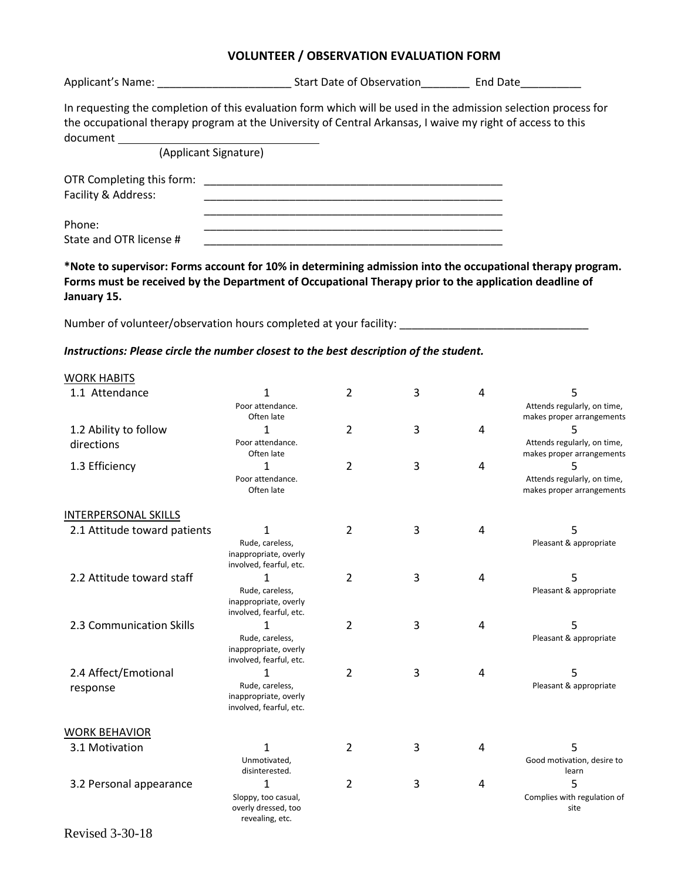# VOLUNTEER / OBSERVATION EVALUATION FORM

Applicant's Name: ______________________ Start Date of Observation________ End Date__________

In requesting the completion of this evaluation form which will be used in the admission selection process for the occupational therapy program at the University of Central Arkansas, I waive my right of access to this document ________________________________

(Applicant Signature)

OTR Completing this form: ____________________________________________________

Facility & Address: ____________________________________________________

____________________________________________________

Phone: ____________________________________________________

State and OTR license # ____________________________________________________

**\*Note to supervisor: Forms account for 10% in determining admission into the occupational therapy program. Forms must be received by the Department of Occupational Therapy prior to the application deadline of January 15.**

Number of volunteer/observation hours completed at your facility: ________________________________

***Instructions: Please circle the number closest to the best description of the student.***

| WORK HABITS | | | | | |
|---|---|---|---|---|---|
| 1.1 Attendance | 1<br>Poor attendance. Often late | 2 | 3 | 4 | 5<br>Attends regularly, on time, makes proper arrangements |
| 1.2 Ability to follow directions | 1<br>Poor attendance. Often late | 2 | 3 | 4 | 5<br>Attends regularly, on time, makes proper arrangements |
| 1.3 Efficiency | 1<br>Poor attendance. Often late | 2 | 3 | 4 | 5<br>Attends regularly, on time, makes proper arrangements |
| **INTERPERSONAL SKILLS** | | | | | |
| 2.1 Attitude toward patients | 1<br>Rude, careless, inappropriate, overly involved, fearful, etc. | 2 | 3 | 4 | 5<br>Pleasant & appropriate |
| 2.2 Attitude toward staff | 1<br>Rude, careless, inappropriate, overly involved, fearful, etc. | 2 | 3 | 4 | 5<br>Pleasant & appropriate |
| 2.3 Communication Skills | 1<br>Rude, careless, inappropriate, overly involved, fearful, etc. | 2 | 3 | 4 | 5<br>Pleasant & appropriate |
| 2.4 Affect/Emotional response | 1<br>Rude, careless, inappropriate, overly involved, fearful, etc. | 2 | 3 | 4 | 5<br>Pleasant & appropriate |
| **WORK BEHAVIOR** | | | | | |
| 3.1 Motivation | 1<br>Unmotivated, disinterested. | 2 | 3 | 4 | 5<br>Good motivation, desire to learn |
| 3.2 Personal appearance | 1<br>Sloppy, too casual, overly dressed, too revealing, etc. | 2 | 3 | 4 | 5<br>Complies with regulation of site |

Revised 3-30-18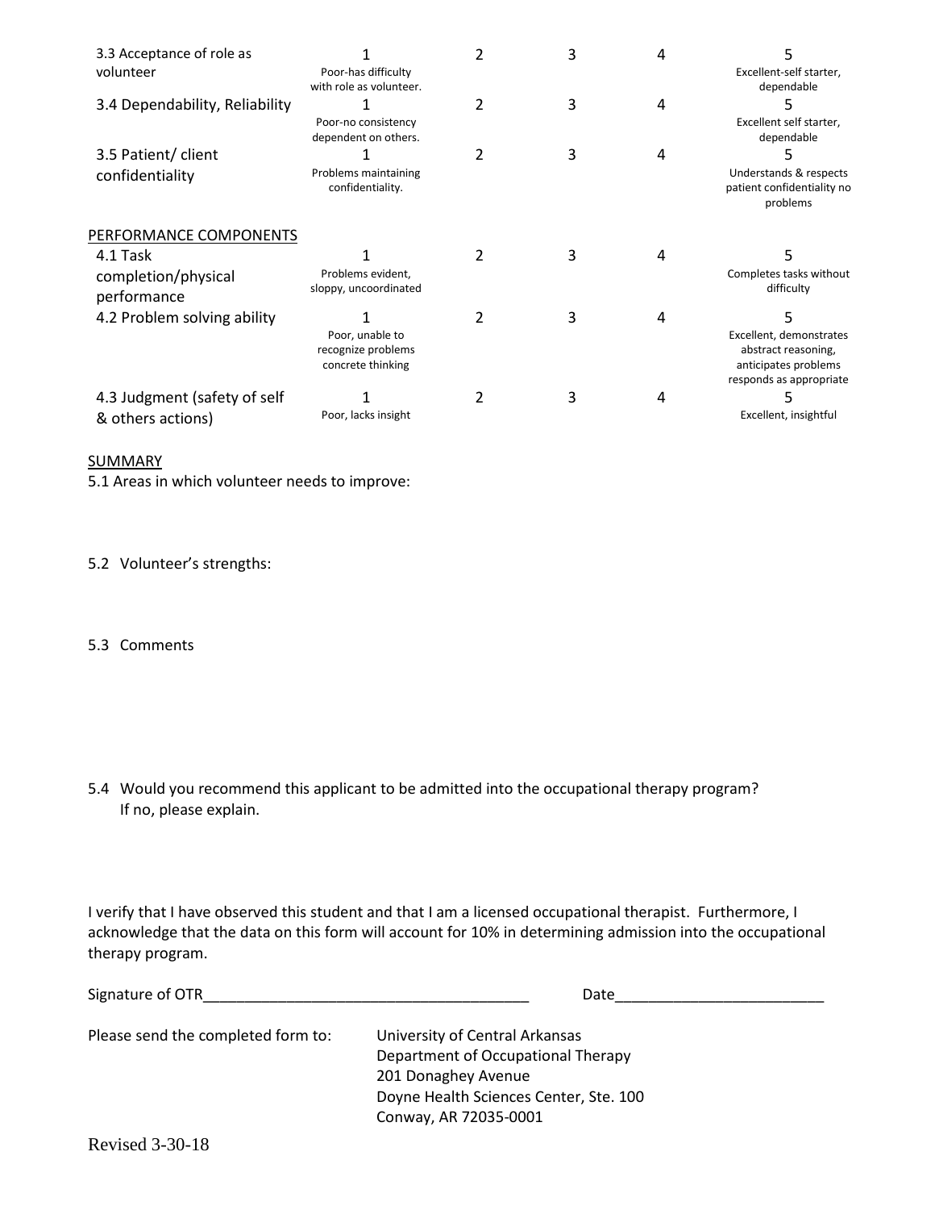| | | | | | |
|---|---|---|---|---|---|
| 3.3 Acceptance of role as volunteer | 1<br>Poor-has difficulty with role as volunteer. | 2 | 3 | 4 | 5<br>Excellent-self starter, dependable |
| 3.4 Dependability, Reliability | 1<br>Poor-no consistency dependent on others. | 2 | 3 | 4 | 5<br>Excellent self starter, dependable |
| 3.5 Patient/ client confidentiality | 1<br>Problems maintaining confidentiality. | 2 | 3 | 4 | 5<br>Understands & respects patient confidentiality no problems |

PERFORMANCE COMPONENTS

| | | | | | |
|---|---|---|---|---|---|
| 4.1 Task completion/physical performance | 1<br>Problems evident, sloppy, uncoordinated | 2 | 3 | 4 | 5<br>Completes tasks without difficulty |
| 4.2 Problem solving ability | 1<br>Poor, unable to recognize problems concrete thinking | 2 | 3 | 4 | 5<br>Excellent, demonstrates abstract reasoning, anticipates problems responds as appropriate |
| 4.3 Judgment (safety of self & others actions) | 1<br>Poor, lacks insight | 2 | 3 | 4 | 5<br>Excellent, insightful |

SUMMARY

5.1 Areas in which volunteer needs to improve:

5.2 Volunteer's strengths:

5.3 Comments

5.4 Would you recommend this applicant to be admitted into the occupational therapy program? If no, please explain.

I verify that I have observed this student and that I am a licensed occupational therapist. Furthermore, I acknowledge that the data on this form will account for 10% in determining admission into the occupational therapy program.

Signature of OTR_______________________________________ Date________________________

Please send the completed form to:

University of Central Arkansas
Department of Occupational Therapy
201 Donaghey Avenue
Doyne Health Sciences Center, Ste. 100
Conway, AR 72035-0001

Revised 3-30-18